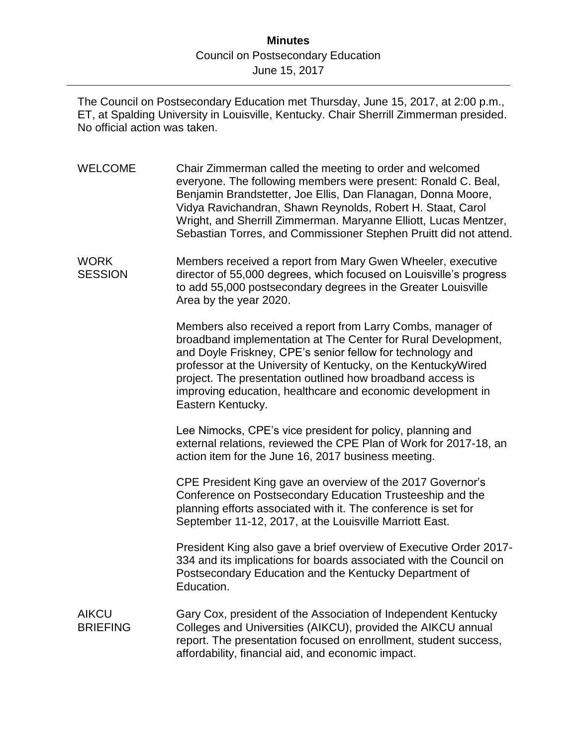# Minutes

Council on Postsecondary Education
June 15, 2017

---

The Council on Postsecondary Education met Thursday, June 15, 2017, at 2:00 p.m., ET, at Spalding University in Louisville, Kentucky. Chair Sherrill Zimmerman presided. No official action was taken.

**WELCOME**

Chair Zimmerman called the meeting to order and welcomed everyone. The following members were present: Ronald C. Beal, Benjamin Brandstetter, Joe Ellis, Dan Flanagan, Donna Moore, Vidya Ravichandran, Shawn Reynolds, Robert H. Staat, Carol Wright, and Sherrill Zimmerman. Maryanne Elliott, Lucas Mentzer, Sebastian Torres, and Commissioner Stephen Pruitt did not attend.

**WORK SESSION**

Members received a report from Mary Gwen Wheeler, executive director of 55,000 degrees, which focused on Louisville's progress to add 55,000 postsecondary degrees in the Greater Louisville Area by the year 2020.

Members also received a report from Larry Combs, manager of broadband implementation at The Center for Rural Development, and Doyle Friskney, CPE's senior fellow for technology and professor at the University of Kentucky, on the KentuckyWired project. The presentation outlined how broadband access is improving education, healthcare and economic development in Eastern Kentucky.

Lee Nimocks, CPE's vice president for policy, planning and external relations, reviewed the CPE Plan of Work for 2017-18, an action item for the June 16, 2017 business meeting.

CPE President King gave an overview of the 2017 Governor's Conference on Postsecondary Education Trusteeship and the planning efforts associated with it. The conference is set for September 11-12, 2017, at the Louisville Marriott East.

President King also gave a brief overview of Executive Order 2017-334 and its implications for boards associated with the Council on Postsecondary Education and the Kentucky Department of Education.

**AIKCU BRIEFING**

Gary Cox, president of the Association of Independent Kentucky Colleges and Universities (AIKCU), provided the AIKCU annual report. The presentation focused on enrollment, student success, affordability, financial aid, and economic impact.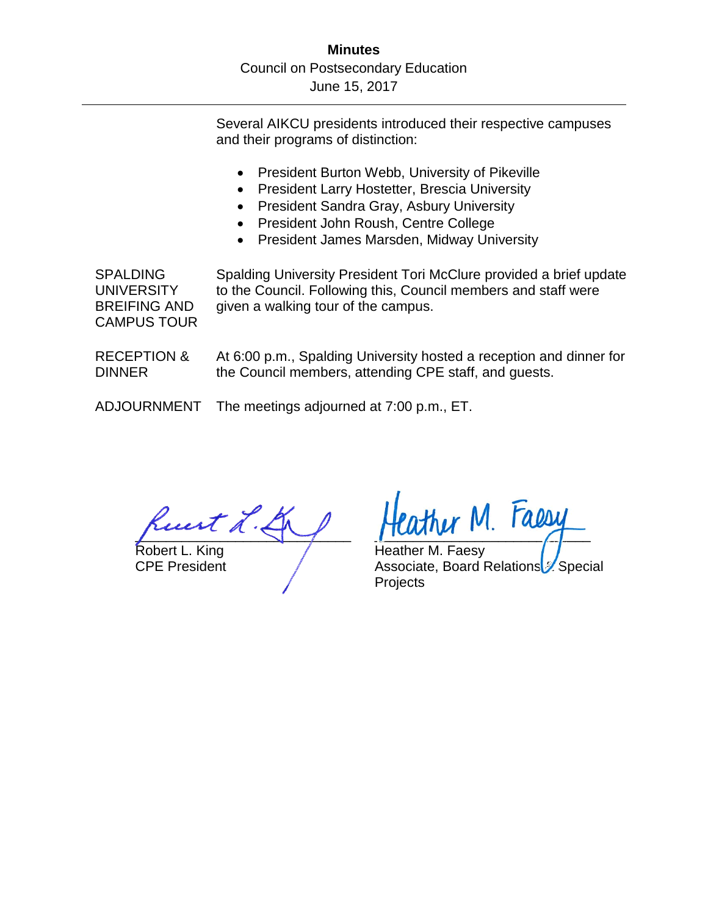Several AIKCU presidents introduced their respective campuses and their programs of distinction:

- President Burton Webb, University of Pikeville
- President Larry Hostetter, Brescia University
- President Sandra Gray, Asbury University
- President John Roush, Centre College
- President James Marsden, Midway University

SPALDING UNIVERSITY BREIFING AND CAMPUS TOUR

Spalding University President Tori McClure provided a brief update to the Council. Following this, Council members and staff were given a walking tour of the campus.

RECEPTION & DINNER

At 6:00 p.m., Spalding University hosted a reception and dinner for the Council members, attending CPE staff, and guests.

ADJOURNMENT

The meetings adjourned at 7:00 p.m., ET.

Robert L. King
CPE President

Heather M. Faesy
Associate, Board Relations & Special Projects